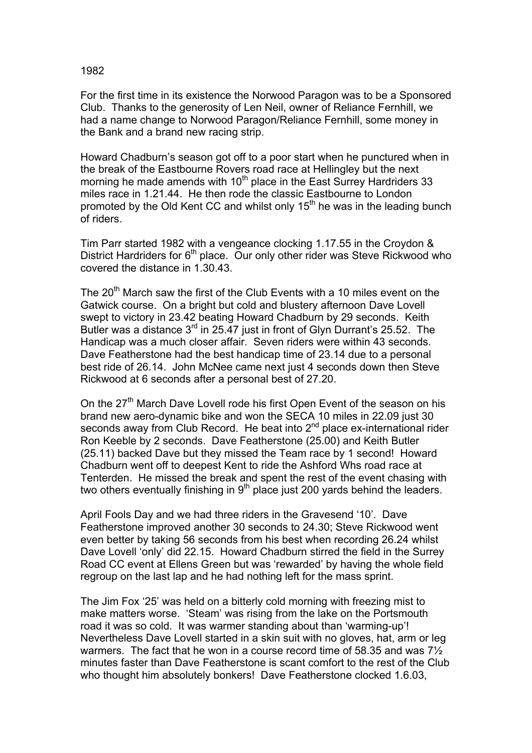# 1982

For the first time in its existence the Norwood Paragon was to be a Sponsored Club. Thanks to the generosity of Len Neil, owner of Reliance Fernhill, we had a name change to Norwood Paragon/Reliance Fernhill, some money in the Bank and a brand new racing strip.

Howard Chadburn's season got off to a poor start when he punctured when in the break of the Eastbourne Rovers road race at Hellingley but the next morning he made amends with 10th place in the East Surrey Hardriders 33 miles race in 1.21.44. He then rode the classic Eastbourne to London promoted by the Old Kent CC and whilst only 15th he was in the leading bunch of riders.

Tim Parr started 1982 with a vengeance clocking 1.17.55 in the Croydon & District Hardriders for 6th place. Our only other rider was Steve Rickwood who covered the distance in 1.30.43.

The 20th March saw the first of the Club Events with a 10 miles event on the Gatwick course. On a bright but cold and blustery afternoon Dave Lovell swept to victory in 23.42 beating Howard Chadburn by 29 seconds. Keith Butler was a distance 3rd in 25.47 just in front of Glyn Durrant's 25.52. The Handicap was a much closer affair. Seven riders were within 43 seconds. Dave Featherstone had the best handicap time of 23.14 due to a personal best ride of 26.14. John McNee came next just 4 seconds down then Steve Rickwood at 6 seconds after a personal best of 27.20.

On the 27th March Dave Lovell rode his first Open Event of the season on his brand new aero-dynamic bike and won the SECA 10 miles in 22.09 just 30 seconds away from Club Record. He beat into 2nd place ex-international rider Ron Keeble by 2 seconds. Dave Featherstone (25.00) and Keith Butler (25.11) backed Dave but they missed the Team race by 1 second! Howard Chadburn went off to deepest Kent to ride the Ashford Whs road race at Tenterden. He missed the break and spent the rest of the event chasing with two others eventually finishing in 9th place just 200 yards behind the leaders.

April Fools Day and we had three riders in the Gravesend '10'. Dave Featherstone improved another 30 seconds to 24.30; Steve Rickwood went even better by taking 56 seconds from his best when recording 26.24 whilst Dave Lovell 'only' did 22.15. Howard Chadburn stirred the field in the Surrey Road CC event at Ellens Green but was 'rewarded' by having the whole field regroup on the last lap and he had nothing left for the mass sprint.

The Jim Fox '25' was held on a bitterly cold morning with freezing mist to make matters worse. 'Steam' was rising from the lake on the Portsmouth road it was so cold. It was warmer standing about than 'warming-up'! Nevertheless Dave Lovell started in a skin suit with no gloves, hat, arm or leg warmers. The fact that he won in a course record time of 58.35 and was 7½ minutes faster than Dave Featherstone is scant comfort to the rest of the Club who thought him absolutely bonkers! Dave Featherstone clocked 1.6.03,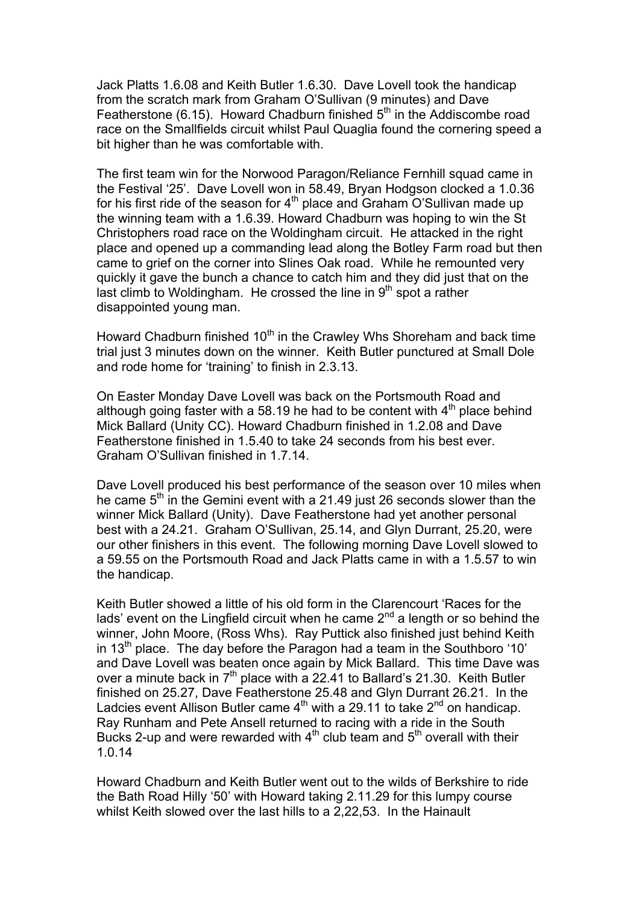Jack Platts 1.6.08 and Keith Butler 1.6.30. Dave Lovell took the handicap from the scratch mark from Graham O'Sullivan (9 minutes) and Dave Featherstone (6.15). Howard Chadburn finished 5th in the Addiscombe road race on the Smallfields circuit whilst Paul Quaglia found the cornering speed a bit higher than he was comfortable with.

The first team win for the Norwood Paragon/Reliance Fernhill squad came in the Festival '25'. Dave Lovell won in 58.49, Bryan Hodgson clocked a 1.0.36 for his first ride of the season for 4th place and Graham O'Sullivan made up the winning team with a 1.6.39. Howard Chadburn was hoping to win the St Christophers road race on the Woldingham circuit. He attacked in the right place and opened up a commanding lead along the Botley Farm road but then came to grief on the corner into Slines Oak road. While he remounted very quickly it gave the bunch a chance to catch him and they did just that on the last climb to Woldingham. He crossed the line in 9th spot a rather disappointed young man.

Howard Chadburn finished 10th in the Crawley Whs Shoreham and back time trial just 3 minutes down on the winner. Keith Butler punctured at Small Dole and rode home for 'training' to finish in 2.3.13.

On Easter Monday Dave Lovell was back on the Portsmouth Road and although going faster with a 58.19 he had to be content with 4th place behind Mick Ballard (Unity CC). Howard Chadburn finished in 1.2.08 and Dave Featherstone finished in 1.5.40 to take 24 seconds from his best ever. Graham O'Sullivan finished in 1.7.14.

Dave Lovell produced his best performance of the season over 10 miles when he came 5th in the Gemini event with a 21.49 just 26 seconds slower than the winner Mick Ballard (Unity). Dave Featherstone had yet another personal best with a 24.21. Graham O'Sullivan, 25.14, and Glyn Durrant, 25.20, were our other finishers in this event. The following morning Dave Lovell slowed to a 59.55 on the Portsmouth Road and Jack Platts came in with a 1.5.57 to win the handicap.

Keith Butler showed a little of his old form in the Clarencourt 'Races for the lads' event on the Lingfield circuit when he came 2nd a length or so behind the winner, John Moore, (Ross Whs). Ray Puttick also finished just behind Keith in 13th place. The day before the Paragon had a team in the Southboro '10' and Dave Lovell was beaten once again by Mick Ballard. This time Dave was over a minute back in 7th place with a 22.41 to Ballard's 21.30. Keith Butler finished on 25.27, Dave Featherstone 25.48 and Glyn Durrant 26.21. In the Ladcies event Allison Butler came 4th with a 29.11 to take 2nd on handicap. Ray Runham and Pete Ansell returned to racing with a ride in the South Bucks 2-up and were rewarded with 4th club team and 5th overall with their 1.0.14

Howard Chadburn and Keith Butler went out to the wilds of Berkshire to ride the Bath Road Hilly '50' with Howard taking 2.11.29 for this lumpy course whilst Keith slowed over the last hills to a 2,22,53. In the Hainault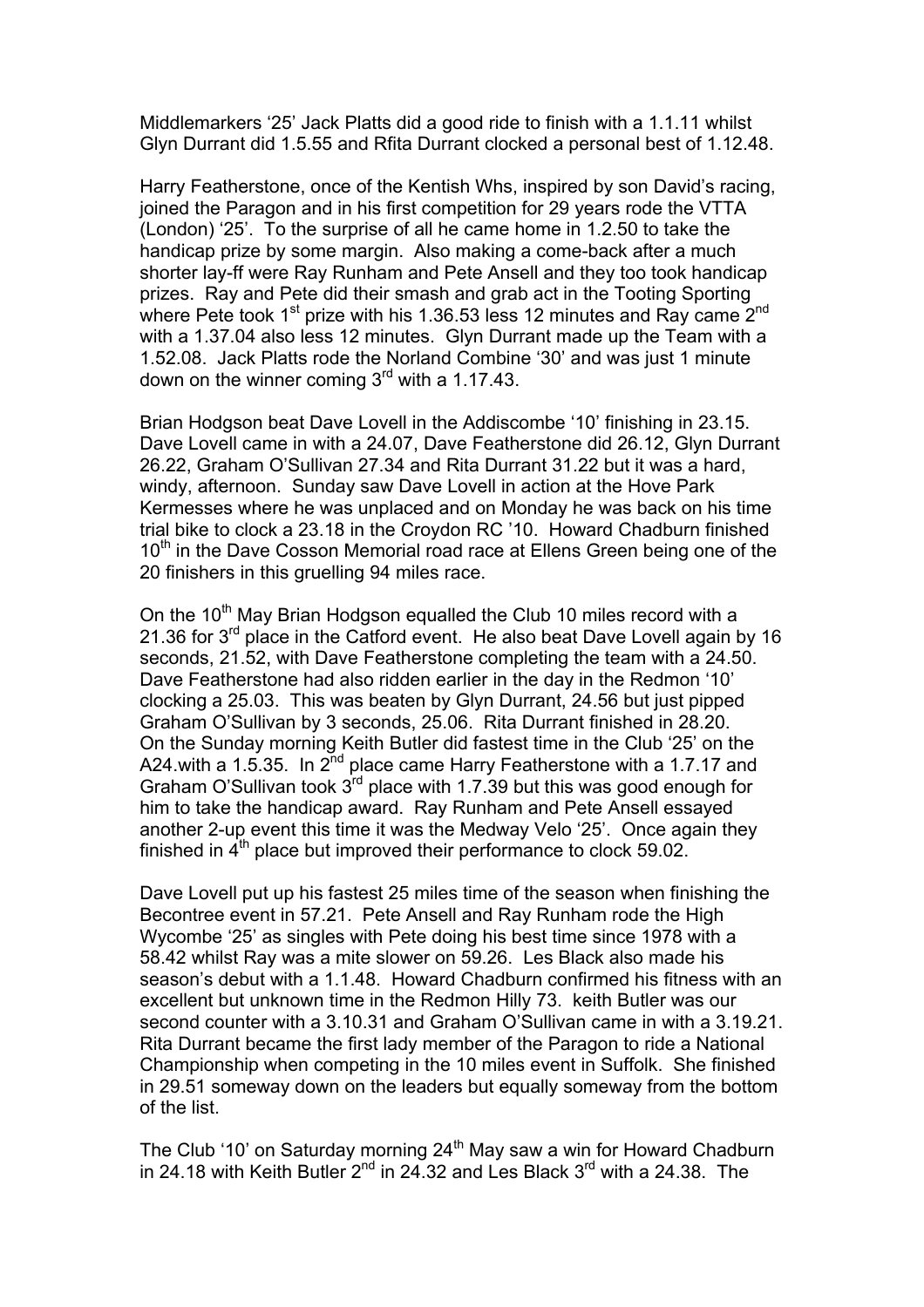Middlemarkers '25' Jack Platts did a good ride to finish with a 1.1.11 whilst Glyn Durrant did 1.5.55 and Rfita Durrant clocked a personal best of 1.12.48.

Harry Featherstone, once of the Kentish Whs, inspired by son David's racing, joined the Paragon and in his first competition for 29 years rode the VTTA (London) '25'. To the surprise of all he came home in 1.2.50 to take the handicap prize by some margin. Also making a come-back after a much shorter lay-ff were Ray Runham and Pete Ansell and they too took handicap prizes. Ray and Pete did their smash and grab act in the Tooting Sporting where Pete took 1st prize with his 1.36.53 less 12 minutes and Ray came 2nd with a 1.37.04 also less 12 minutes. Glyn Durrant made up the Team with a 1.52.08. Jack Platts rode the Norland Combine '30' and was just 1 minute down on the winner coming 3rd with a 1.17.43.

Brian Hodgson beat Dave Lovell in the Addiscombe '10' finishing in 23.15. Dave Lovell came in with a 24.07, Dave Featherstone did 26.12, Glyn Durrant 26.22, Graham O'Sullivan 27.34 and Rita Durrant 31.22 but it was a hard, windy, afternoon. Sunday saw Dave Lovell in action at the Hove Park Kermesses where he was unplaced and on Monday he was back on his time trial bike to clock a 23.18 in the Croydon RC '10. Howard Chadburn finished 10th in the Dave Cosson Memorial road race at Ellens Green being one of the 20 finishers in this gruelling 94 miles race.

On the 10th May Brian Hodgson equalled the Club 10 miles record with a 21.36 for 3rd place in the Catford event. He also beat Dave Lovell again by 16 seconds, 21.52, with Dave Featherstone completing the team with a 24.50. Dave Featherstone had also ridden earlier in the day in the Redmon '10' clocking a 25.03. This was beaten by Glyn Durrant, 24.56 but just pipped Graham O'Sullivan by 3 seconds, 25.06. Rita Durrant finished in 28.20. On the Sunday morning Keith Butler did fastest time in the Club '25' on the A24.with a 1.5.35. In 2nd place came Harry Featherstone with a 1.7.17 and Graham O'Sullivan took 3rd place with 1.7.39 but this was good enough for him to take the handicap award. Ray Runham and Pete Ansell essayed another 2-up event this time it was the Medway Velo '25'. Once again they finished in 4th place but improved their performance to clock 59.02.

Dave Lovell put up his fastest 25 miles time of the season when finishing the Becontree event in 57.21. Pete Ansell and Ray Runham rode the High Wycombe '25' as singles with Pete doing his best time since 1978 with a 58.42 whilst Ray was a mite slower on 59.26. Les Black also made his season's debut with a 1.1.48. Howard Chadburn confirmed his fitness with an excellent but unknown time in the Redmon Hilly 73. keith Butler was our second counter with a 3.10.31 and Graham O'Sullivan came in with a 3.19.21. Rita Durrant became the first lady member of the Paragon to ride a National Championship when competing in the 10 miles event in Suffolk. She finished in 29.51 someway down on the leaders but equally someway from the bottom of the list.

The Club '10' on Saturday morning 24th May saw a win for Howard Chadburn in 24.18 with Keith Butler 2nd in 24.32 and Les Black 3rd with a 24.38. The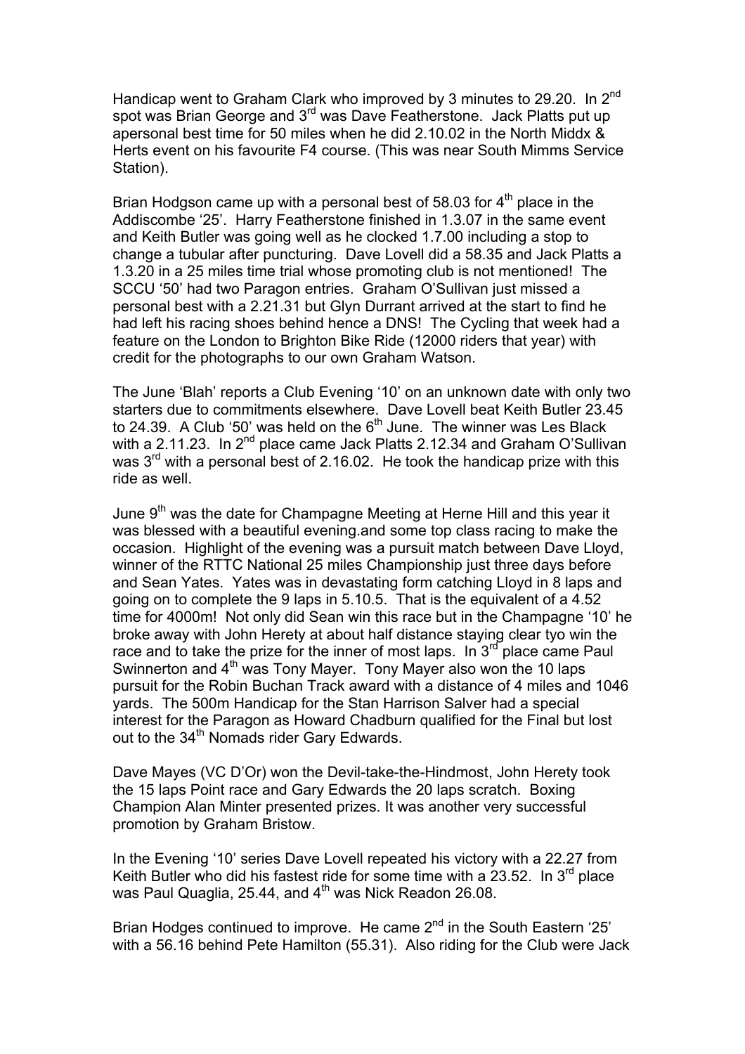Handicap went to Graham Clark who improved by 3 minutes to 29.20. In 2nd spot was Brian George and 3rd was Dave Featherstone. Jack Platts put up apersonal best time for 50 miles when he did 2.10.02 in the North Middx & Herts event on his favourite F4 course. (This was near South Mimms Service Station).

Brian Hodgson came up with a personal best of 58.03 for 4th place in the Addiscombe '25'. Harry Featherstone finished in 1.3.07 in the same event and Keith Butler was going well as he clocked 1.7.00 including a stop to change a tubular after puncturing. Dave Lovell did a 58.35 and Jack Platts a 1.3.20 in a 25 miles time trial whose promoting club is not mentioned! The SCCU '50' had two Paragon entries. Graham O'Sullivan just missed a personal best with a 2.21.31 but Glyn Durrant arrived at the start to find he had left his racing shoes behind hence a DNS! The Cycling that week had a feature on the London to Brighton Bike Ride (12000 riders that year) with credit for the photographs to our own Graham Watson.

The June 'Blah' reports a Club Evening '10' on an unknown date with only two starters due to commitments elsewhere. Dave Lovell beat Keith Butler 23.45 to 24.39. A Club '50' was held on the 6th June. The winner was Les Black with a 2.11.23. In 2nd place came Jack Platts 2.12.34 and Graham O'Sullivan was 3rd with a personal best of 2.16.02. He took the handicap prize with this ride as well.

June 9th was the date for Champagne Meeting at Herne Hill and this year it was blessed with a beautiful evening.and some top class racing to make the occasion. Highlight of the evening was a pursuit match between Dave Lloyd, winner of the RTTC National 25 miles Championship just three days before and Sean Yates. Yates was in devastating form catching Lloyd in 8 laps and going on to complete the 9 laps in 5.10.5. That is the equivalent of a 4.52 time for 4000m! Not only did Sean win this race but in the Champagne '10' he broke away with John Herety at about half distance staying clear tyo win the race and to take the prize for the inner of most laps. In 3rd place came Paul Swinnerton and 4th was Tony Mayer. Tony Mayer also won the 10 laps pursuit for the Robin Buchan Track award with a distance of 4 miles and 1046 yards. The 500m Handicap for the Stan Harrison Salver had a special interest for the Paragon as Howard Chadburn qualified for the Final but lost out to the 34th Nomads rider Gary Edwards.

Dave Mayes (VC D'Or) won the Devil-take-the-Hindmost, John Herety took the 15 laps Point race and Gary Edwards the 20 laps scratch. Boxing Champion Alan Minter presented prizes. It was another very successful promotion by Graham Bristow.

In the Evening '10' series Dave Lovell repeated his victory with a 22.27 from Keith Butler who did his fastest ride for some time with a 23.52. In 3rd place was Paul Quaglia, 25.44, and 4th was Nick Readon 26.08.

Brian Hodges continued to improve. He came 2nd in the South Eastern '25' with a 56.16 behind Pete Hamilton (55.31). Also riding for the Club were Jack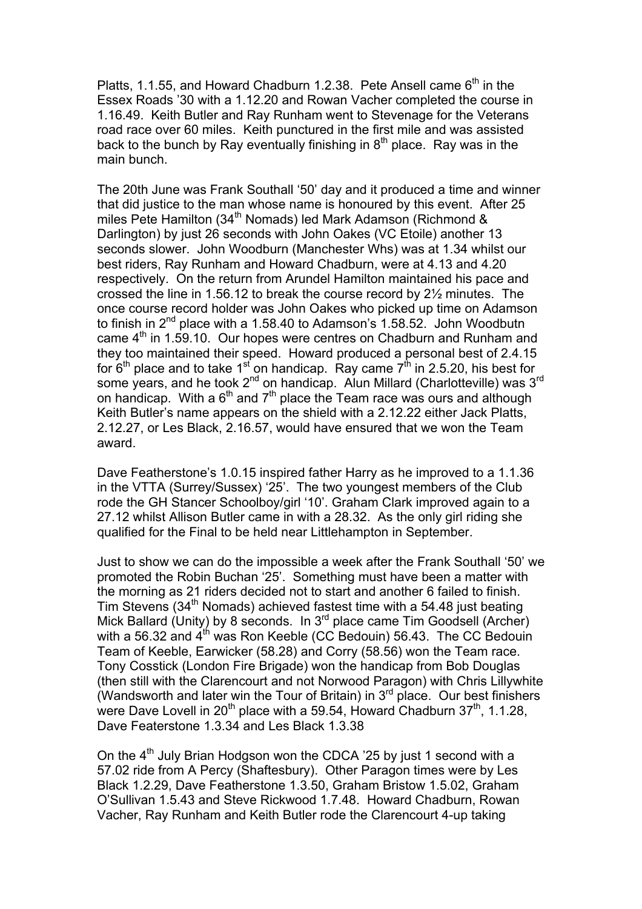Platts, 1.1.55, and Howard Chadburn 1.2.38. Pete Ansell came 6th in the Essex Roads '30 with a 1.12.20 and Rowan Vacher completed the course in 1.16.49. Keith Butler and Ray Runham went to Stevenage for the Veterans road race over 60 miles. Keith punctured in the first mile and was assisted back to the bunch by Ray eventually finishing in 8th place. Ray was in the main bunch.

The 20th June was Frank Southall '50' day and it produced a time and winner that did justice to the man whose name is honoured by this event. After 25 miles Pete Hamilton (34th Nomads) led Mark Adamson (Richmond & Darlington) by just 26 seconds with John Oakes (VC Etoile) another 13 seconds slower. John Woodburn (Manchester Whs) was at 1.34 whilst our best riders, Ray Runham and Howard Chadburn, were at 4.13 and 4.20 respectively. On the return from Arundel Hamilton maintained his pace and crossed the line in 1.56.12 to break the course record by 2½ minutes. The once course record holder was John Oakes who picked up time on Adamson to finish in 2nd place with a 1.58.40 to Adamson's 1.58.52. John Woodbutn came 4th in 1.59.10. Our hopes were centres on Chadburn and Runham and they too maintained their speed. Howard produced a personal best of 2.4.15 for 6th place and to take 1st on handicap. Ray came 7th in 2.5.20, his best for some years, and he took 2nd on handicap. Alun Millard (Charlotteville) was 3rd on handicap. With a 6th and 7th place the Team race was ours and although Keith Butler's name appears on the shield with a 2.12.22 either Jack Platts, 2.12.27, or Les Black, 2.16.57, would have ensured that we won the Team award.

Dave Featherstone's 1.0.15 inspired father Harry as he improved to a 1.1.36 in the VTTA (Surrey/Sussex) '25'. The two youngest members of the Club rode the GH Stancer Schoolboy/girl '10'. Graham Clark improved again to a 27.12 whilst Allison Butler came in with a 28.32. As the only girl riding she qualified for the Final to be held near Littlehampton in September.

Just to show we can do the impossible a week after the Frank Southall '50' we promoted the Robin Buchan '25'. Something must have been a matter with the morning as 21 riders decided not to start and another 6 failed to finish. Tim Stevens (34th Nomads) achieved fastest time with a 54.48 just beating Mick Ballard (Unity) by 8 seconds. In 3rd place came Tim Goodsell (Archer) with a 56.32 and 4th was Ron Keeble (CC Bedouin) 56.43. The CC Bedouin Team of Keeble, Earwicker (58.28) and Corry (58.56) won the Team race. Tony Cosstick (London Fire Brigade) won the handicap from Bob Douglas (then still with the Clarencourt and not Norwood Paragon) with Chris Lillywhite (Wandsworth and later win the Tour of Britain) in 3rd place. Our best finishers were Dave Lovell in 20th place with a 59.54, Howard Chadburn 37th, 1.1.28, Dave Featerstone 1.3.34 and Les Black 1.3.38

On the 4th July Brian Hodgson won the CDCA '25 by just 1 second with a 57.02 ride from A Percy (Shaftesbury). Other Paragon times were by Les Black 1.2.29, Dave Featherstone 1.3.50, Graham Bristow 1.5.02, Graham O'Sullivan 1.5.43 and Steve Rickwood 1.7.48. Howard Chadburn, Rowan Vacher, Ray Runham and Keith Butler rode the Clarencourt 4-up taking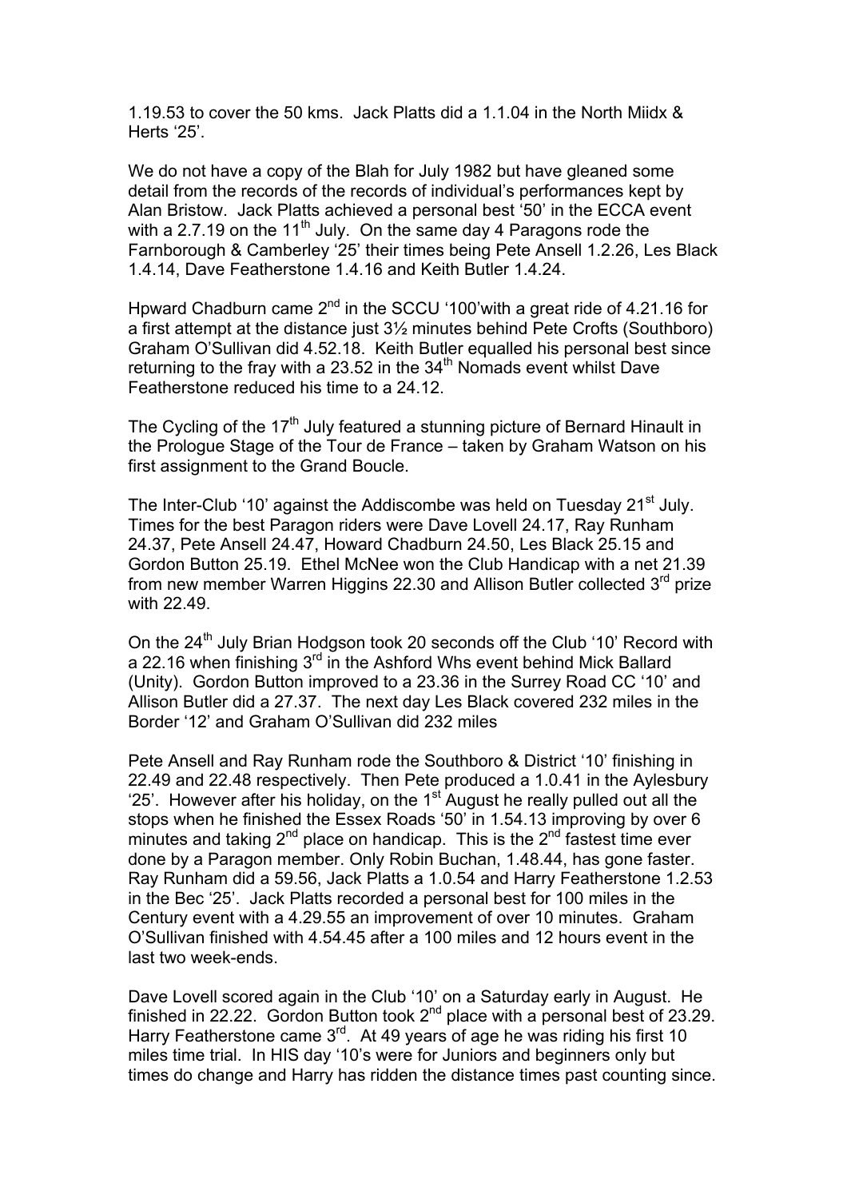1.19.53 to cover the 50 kms. Jack Platts did a 1.1.04 in the North Miidx & Herts '25'.

We do not have a copy of the Blah for July 1982 but have gleaned some detail from the records of the records of individual's performances kept by Alan Bristow. Jack Platts achieved a personal best '50' in the ECCA event with a 2.7.19 on the 11th July. On the same day 4 Paragons rode the Farnborough & Camberley '25' their times being Pete Ansell 1.2.26, Les Black 1.4.14, Dave Featherstone 1.4.16 and Keith Butler 1.4.24.

Hpward Chadburn came 2nd in the SCCU '100'with a great ride of 4.21.16 for a first attempt at the distance just 3½ minutes behind Pete Crofts (Southboro) Graham O'Sullivan did 4.52.18. Keith Butler equalled his personal best since returning to the fray with a 23.52 in the 34th Nomads event whilst Dave Featherstone reduced his time to a 24.12.

The Cycling of the 17th July featured a stunning picture of Bernard Hinault in the Prologue Stage of the Tour de France – taken by Graham Watson on his first assignment to the Grand Boucle.

The Inter-Club '10' against the Addiscombe was held on Tuesday 21st July. Times for the best Paragon riders were Dave Lovell 24.17, Ray Runham 24.37, Pete Ansell 24.47, Howard Chadburn 24.50, Les Black 25.15 and Gordon Button 25.19. Ethel McNee won the Club Handicap with a net 21.39 from new member Warren Higgins 22.30 and Allison Butler collected 3rd prize with 22.49.

On the 24th July Brian Hodgson took 20 seconds off the Club '10' Record with a 22.16 when finishing 3rd in the Ashford Whs event behind Mick Ballard (Unity). Gordon Button improved to a 23.36 in the Surrey Road CC '10' and Allison Butler did a 27.37. The next day Les Black covered 232 miles in the Border '12' and Graham O'Sullivan did 232 miles

Pete Ansell and Ray Runham rode the Southboro & District '10' finishing in 22.49 and 22.48 respectively. Then Pete produced a 1.0.41 in the Aylesbury '25'. However after his holiday, on the 1st August he really pulled out all the stops when he finished the Essex Roads '50' in 1.54.13 improving by over 6 minutes and taking 2nd place on handicap. This is the 2nd fastest time ever done by a Paragon member. Only Robin Buchan, 1.48.44, has gone faster. Ray Runham did a 59.56, Jack Platts a 1.0.54 and Harry Featherstone 1.2.53 in the Bec '25'. Jack Platts recorded a personal best for 100 miles in the Century event with a 4.29.55 an improvement of over 10 minutes. Graham O'Sullivan finished with 4.54.45 after a 100 miles and 12 hours event in the last two week-ends.

Dave Lovell scored again in the Club '10' on a Saturday early in August. He finished in 22.22. Gordon Button took 2nd place with a personal best of 23.29. Harry Featherstone came 3rd. At 49 years of age he was riding his first 10 miles time trial. In HIS day '10's were for Juniors and beginners only but times do change and Harry has ridden the distance times past counting since.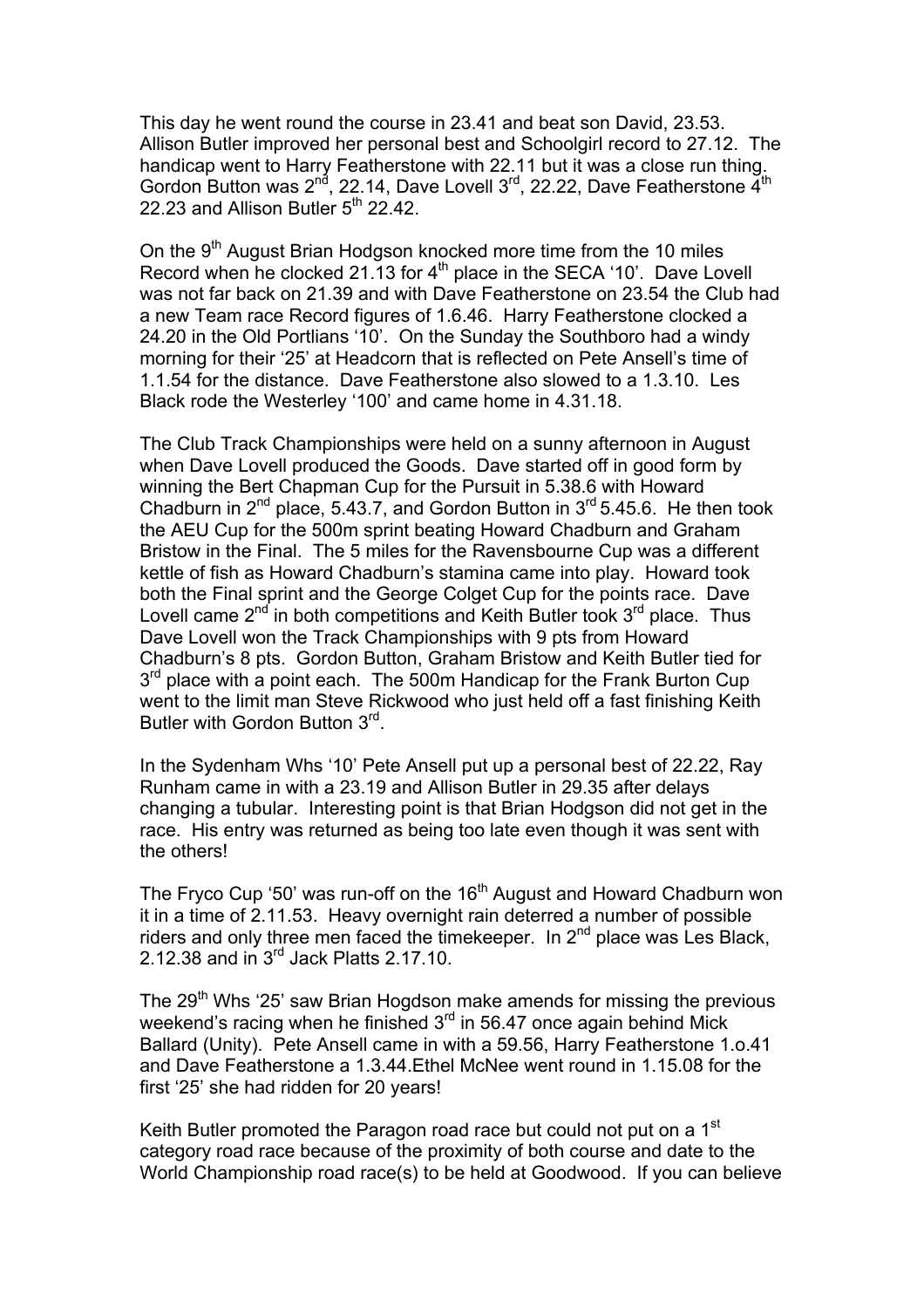This day he went round the course in 23.41 and beat son David, 23.53. Allison Butler improved her personal best and Schoolgirl record to 27.12. The handicap went to Harry Featherstone with 22.11 but it was a close run thing. Gordon Button was 2nd, 22.14, Dave Lovell 3rd, 22.22, Dave Featherstone 4th 22.23 and Allison Butler 5th 22.42.

On the 9th August Brian Hodgson knocked more time from the 10 miles Record when he clocked 21.13 for 4th place in the SECA '10'. Dave Lovell was not far back on 21.39 and with Dave Featherstone on 23.54 the Club had a new Team race Record figures of 1.6.46. Harry Featherstone clocked a 24.20 in the Old Portlians '10'. On the Sunday the Southboro had a windy morning for their '25' at Headcorn that is reflected on Pete Ansell's time of 1.1.54 for the distance. Dave Featherstone also slowed to a 1.3.10. Les Black rode the Westerley '100' and came home in 4.31.18.

The Club Track Championships were held on a sunny afternoon in August when Dave Lovell produced the Goods. Dave started off in good form by winning the Bert Chapman Cup for the Pursuit in 5.38.6 with Howard Chadburn in 2nd place, 5.43.7, and Gordon Button in 3rd 5.45.6. He then took the AEU Cup for the 500m sprint beating Howard Chadburn and Graham Bristow in the Final. The 5 miles for the Ravensbourne Cup was a different kettle of fish as Howard Chadburn's stamina came into play. Howard took both the Final sprint and the George Colget Cup for the points race. Dave Lovell came 2nd in both competitions and Keith Butler took 3rd place. Thus Dave Lovell won the Track Championships with 9 pts from Howard Chadburn's 8 pts. Gordon Button, Graham Bristow and Keith Butler tied for 3rd place with a point each. The 500m Handicap for the Frank Burton Cup went to the limit man Steve Rickwood who just held off a fast finishing Keith Butler with Gordon Button 3rd.

In the Sydenham Whs '10' Pete Ansell put up a personal best of 22.22, Ray Runham came in with a 23.19 and Allison Butler in 29.35 after delays changing a tubular. Interesting point is that Brian Hodgson did not get in the race. His entry was returned as being too late even though it was sent with the others!

The Fryco Cup '50' was run-off on the 16th August and Howard Chadburn won it in a time of 2.11.53. Heavy overnight rain deterred a number of possible riders and only three men faced the timekeeper. In 2nd place was Les Black, 2.12.38 and in 3rd Jack Platts 2.17.10.

The 29th Whs '25' saw Brian Hogdson make amends for missing the previous weekend's racing when he finished 3rd in 56.47 once again behind Mick Ballard (Unity). Pete Ansell came in with a 59.56, Harry Featherstone 1.o.41 and Dave Featherstone a 1.3.44.Ethel McNee went round in 1.15.08 for the first '25' she had ridden for 20 years!

Keith Butler promoted the Paragon road race but could not put on a 1st category road race because of the proximity of both course and date to the World Championship road race(s) to be held at Goodwood. If you can believe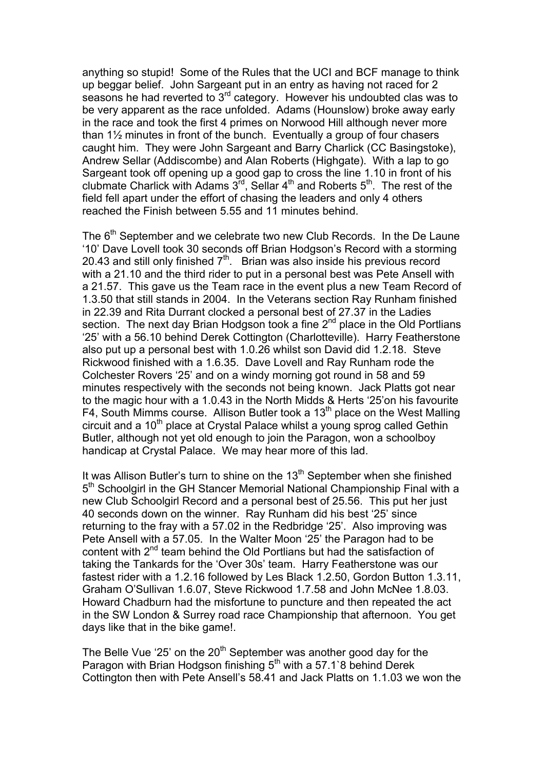anything so stupid! Some of the Rules that the UCI and BCF manage to think up beggar belief. John Sargeant put in an entry as having not raced for 2 seasons he had reverted to 3rd category. However his undoubted clas was to be very apparent as the race unfolded. Adams (Hounslow) broke away early in the race and took the first 4 primes on Norwood Hill although never more than 1½ minutes in front of the bunch. Eventually a group of four chasers caught him. They were John Sargeant and Barry Charlick (CC Basingstoke), Andrew Sellar (Addiscombe) and Alan Roberts (Highgate). With a lap to go Sargeant took off opening up a good gap to cross the line 1.10 in front of his clubmate Charlick with Adams 3rd, Sellar 4th and Roberts 5th. The rest of the field fell apart under the effort of chasing the leaders and only 4 others reached the Finish between 5.55 and 11 minutes behind.

The 6th September and we celebrate two new Club Records. In the De Laune '10' Dave Lovell took 30 seconds off Brian Hodgson's Record with a storming 20.43 and still only finished 7th. Brian was also inside his previous record with a 21.10 and the third rider to put in a personal best was Pete Ansell with a 21.57. This gave us the Team race in the event plus a new Team Record of 1.3.50 that still stands in 2004. In the Veterans section Ray Runham finished in 22.39 and Rita Durrant clocked a personal best of 27.37 in the Ladies section. The next day Brian Hodgson took a fine 2nd place in the Old Portlians '25' with a 56.10 behind Derek Cottington (Charlotteville). Harry Featherstone also put up a personal best with 1.0.26 whilst son David did 1.2.18. Steve Rickwood finished with a 1.6.35. Dave Lovell and Ray Runham rode the Colchester Rovers '25' and on a windy morning got round in 58 and 59 minutes respectively with the seconds not being known. Jack Platts got near to the magic hour with a 1.0.43 in the North Midds & Herts '25'on his favourite F4, South Mimms course. Allison Butler took a 13th place on the West Malling circuit and a 10th place at Crystal Palace whilst a young sprog called Gethin Butler, although not yet old enough to join the Paragon, won a schoolboy handicap at Crystal Palace. We may hear more of this lad.

It was Allison Butler's turn to shine on the 13th September when she finished 5th Schoolgirl in the GH Stancer Memorial National Championship Final with a new Club Schoolgirl Record and a personal best of 25.56. This put her just 40 seconds down on the winner. Ray Runham did his best '25' since returning to the fray with a 57.02 in the Redbridge '25'. Also improving was Pete Ansell with a 57.05. In the Walter Moon '25' the Paragon had to be content with 2nd team behind the Old Portlians but had the satisfaction of taking the Tankards for the 'Over 30s' team. Harry Featherstone was our fastest rider with a 1.2.16 followed by Les Black 1.2.50, Gordon Button 1.3.11, Graham O'Sullivan 1.6.07, Steve Rickwood 1.7.58 and John McNee 1.8.03. Howard Chadburn had the misfortune to puncture and then repeated the act in the SW London & Surrey road race Championship that afternoon. You get days like that in the bike game!.

The Belle Vue '25' on the 20th September was another good day for the Paragon with Brian Hodgson finishing 5th with a 57.1`8 behind Derek Cottington then with Pete Ansell's 58.41 and Jack Platts on 1.1.03 we won the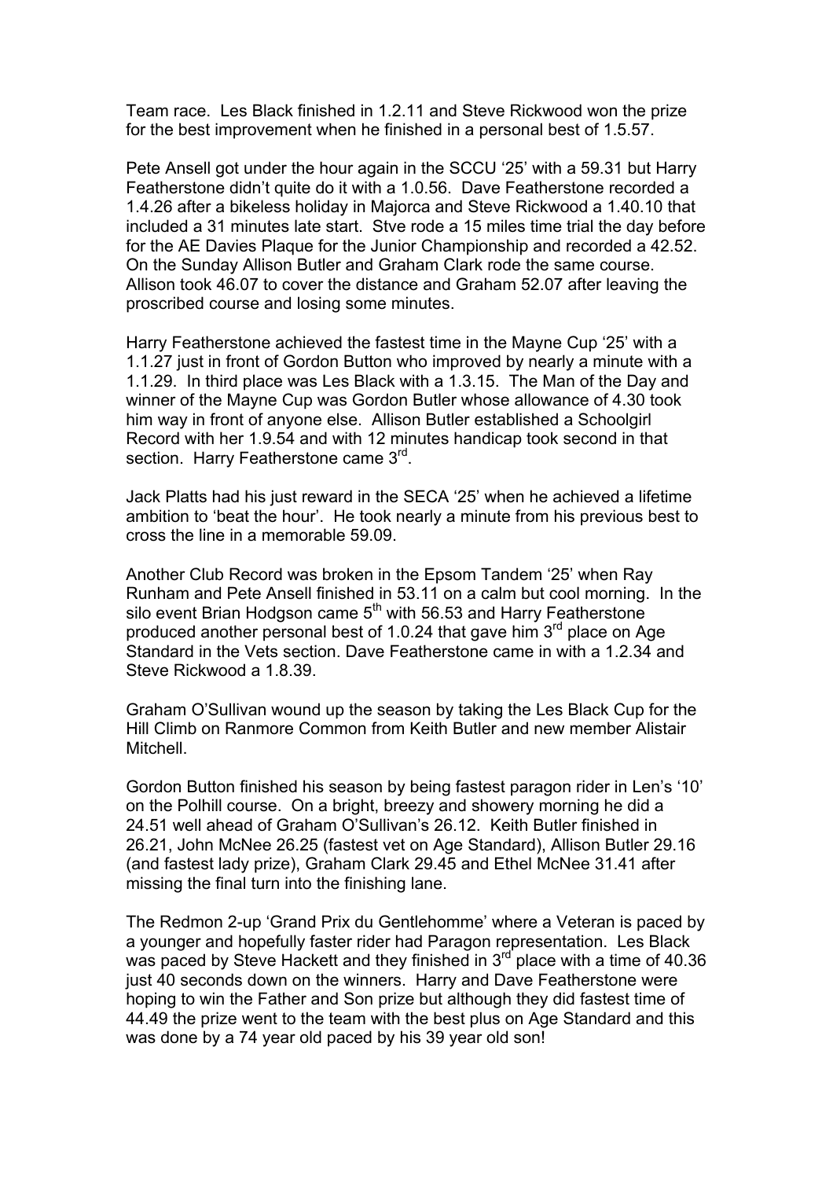Team race. Les Black finished in 1.2.11 and Steve Rickwood won the prize for the best improvement when he finished in a personal best of 1.5.57.

Pete Ansell got under the hour again in the SCCU '25' with a 59.31 but Harry Featherstone didn't quite do it with a 1.0.56. Dave Featherstone recorded a 1.4.26 after a bikeless holiday in Majorca and Steve Rickwood a 1.40.10 that included a 31 minutes late start. Stve rode a 15 miles time trial the day before for the AE Davies Plaque for the Junior Championship and recorded a 42.52. On the Sunday Allison Butler and Graham Clark rode the same course. Allison took 46.07 to cover the distance and Graham 52.07 after leaving the proscribed course and losing some minutes.

Harry Featherstone achieved the fastest time in the Mayne Cup '25' with a 1.1.27 just in front of Gordon Button who improved by nearly a minute with a 1.1.29. In third place was Les Black with a 1.3.15. The Man of the Day and winner of the Mayne Cup was Gordon Butler whose allowance of 4.30 took him way in front of anyone else. Allison Butler established a Schoolgirl Record with her 1.9.54 and with 12 minutes handicap took second in that section. Harry Featherstone came 3rd.

Jack Platts had his just reward in the SECA '25' when he achieved a lifetime ambition to 'beat the hour'. He took nearly a minute from his previous best to cross the line in a memorable 59.09.

Another Club Record was broken in the Epsom Tandem '25' when Ray Runham and Pete Ansell finished in 53.11 on a calm but cool morning. In the silo event Brian Hodgson came 5th with 56.53 and Harry Featherstone produced another personal best of 1.0.24 that gave him 3rd place on Age Standard in the Vets section. Dave Featherstone came in with a 1.2.34 and Steve Rickwood a 1.8.39.

Graham O'Sullivan wound up the season by taking the Les Black Cup for the Hill Climb on Ranmore Common from Keith Butler and new member Alistair Mitchell.

Gordon Button finished his season by being fastest paragon rider in Len's '10' on the Polhill course. On a bright, breezy and showery morning he did a 24.51 well ahead of Graham O'Sullivan's 26.12. Keith Butler finished in 26.21, John McNee 26.25 (fastest vet on Age Standard), Allison Butler 29.16 (and fastest lady prize), Graham Clark 29.45 and Ethel McNee 31.41 after missing the final turn into the finishing lane.

The Redmon 2-up 'Grand Prix du Gentlehomme' where a Veteran is paced by a younger and hopefully faster rider had Paragon representation. Les Black was paced by Steve Hackett and they finished in 3rd place with a time of 40.36 just 40 seconds down on the winners. Harry and Dave Featherstone were hoping to win the Father and Son prize but although they did fastest time of 44.49 the prize went to the team with the best plus on Age Standard and this was done by a 74 year old paced by his 39 year old son!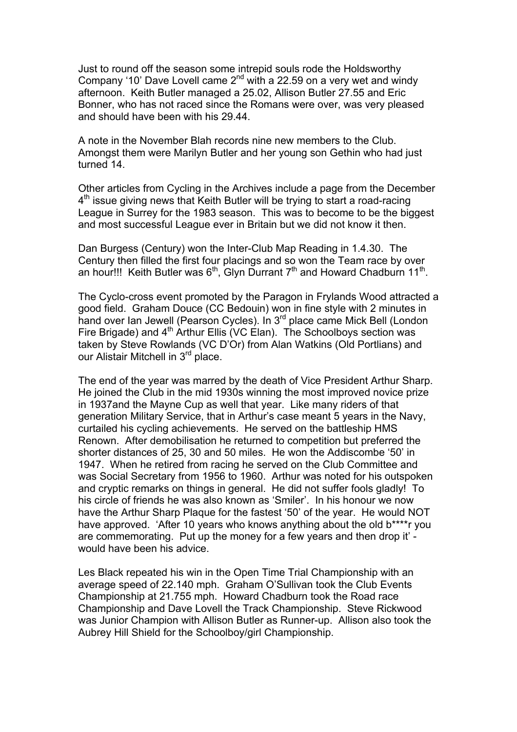Just to round off the season some intrepid souls rode the Holdsworthy Company '10' Dave Lovell came 2nd with a 22.59 on a very wet and windy afternoon. Keith Butler managed a 25.02, Allison Butler 27.55 and Eric Bonner, who has not raced since the Romans were over, was very pleased and should have been with his 29.44.

A note in the November Blah records nine new members to the Club. Amongst them were Marilyn Butler and her young son Gethin who had just turned 14.

Other articles from Cycling in the Archives include a page from the December 4th issue giving news that Keith Butler will be trying to start a road-racing League in Surrey for the 1983 season. This was to become to be the biggest and most successful League ever in Britain but we did not know it then.

Dan Burgess (Century) won the Inter-Club Map Reading in 1.4.30. The Century then filled the first four placings and so won the Team race by over an hour!!! Keith Butler was 6th, Glyn Durrant 7th and Howard Chadburn 11th.

The Cyclo-cross event promoted by the Paragon in Frylands Wood attracted a good field. Graham Douce (CC Bedouin) won in fine style with 2 minutes in hand over Ian Jewell (Pearson Cycles). In 3rd place came Mick Bell (London Fire Brigade) and 4th Arthur Ellis (VC Elan). The Schoolboys section was taken by Steve Rowlands (VC D'Or) from Alan Watkins (Old Portlians) and our Alistair Mitchell in 3rd place.

The end of the year was marred by the death of Vice President Arthur Sharp. He joined the Club in the mid 1930s winning the most improved novice prize in 1937and the Mayne Cup as well that year. Like many riders of that generation Military Service, that in Arthur's case meant 5 years in the Navy, curtailed his cycling achievements. He served on the battleship HMS Renown. After demobilisation he returned to competition but preferred the shorter distances of 25, 30 and 50 miles. He won the Addiscombe '50' in 1947. When he retired from racing he served on the Club Committee and was Social Secretary from 1956 to 1960. Arthur was noted for his outspoken and cryptic remarks on things in general. He did not suffer fools gladly! To his circle of friends he was also known as 'Smiler'. In his honour we now have the Arthur Sharp Plaque for the fastest '50' of the year. He would NOT have approved. 'After 10 years who knows anything about the old b****r you are commemorating. Put up the money for a few years and then drop it' - would have been his advice.

Les Black repeated his win in the Open Time Trial Championship with an average speed of 22.140 mph. Graham O'Sullivan took the Club Events Championship at 21.755 mph. Howard Chadburn took the Road race Championship and Dave Lovell the Track Championship. Steve Rickwood was Junior Champion with Allison Butler as Runner-up. Allison also took the Aubrey Hill Shield for the Schoolboy/girl Championship.